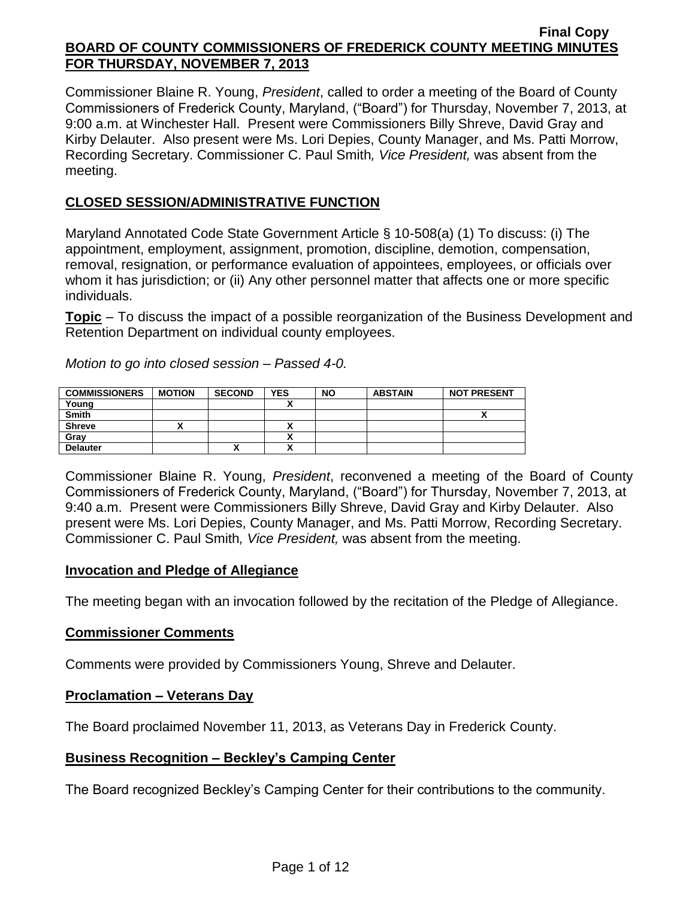**Final Copy**

**BOARD OF COUNTY COMMISSIONERS OF FREDERICK COUNTY MEETING MINUTES FOR THURSDAY, NOVEMBER 7, 2013**

Commissioner Blaine R. Young, *President*, called to order a meeting of the Board of County Commissioners of Frederick County, Maryland, ("Board") for Thursday, November 7, 2013, at 9:00 a.m. at Winchester Hall. Present were Commissioners Billy Shreve, David Gray and Kirby Delauter. Also present were Ms. Lori Depies, County Manager, and Ms. Patti Morrow, Recording Secretary. Commissioner C. Paul Smith*, Vice President,* was absent from the meeting.

## CLOSED SESSION/ADMINISTRATIVE FUNCTION

Maryland Annotated Code State Government Article § 10-508(a) (1) To discuss: (i) The appointment, employment, assignment, promotion, discipline, demotion, compensation, removal, resignation, or performance evaluation of appointees, employees, or officials over whom it has jurisdiction; or (ii) Any other personnel matter that affects one or more specific individuals.

**Topic** – To discuss the impact of a possible reorganization of the Business Development and Retention Department on individual county employees.

*Motion to go into closed session – Passed 4-0.*

| COMMISSIONERS | MOTION | SECOND | YES | NO | ABSTAIN | NOT PRESENT |
|---|---|---|---|---|---|---|
| Young | | | X | | | |
| Smith | | | | | | X |
| Shreve | X | | X | | | |
| Gray | | | X | | | |
| Delauter | | X | X | | | |

Commissioner Blaine R. Young, *President*, reconvened a meeting of the Board of County Commissioners of Frederick County, Maryland, ("Board") for Thursday, November 7, 2013, at 9:40 a.m. Present were Commissioners Billy Shreve, David Gray and Kirby Delauter. Also present were Ms. Lori Depies, County Manager, and Ms. Patti Morrow, Recording Secretary. Commissioner C. Paul Smith*, Vice President,* was absent from the meeting.

## Invocation and Pledge of Allegiance

The meeting began with an invocation followed by the recitation of the Pledge of Allegiance.

## Commissioner Comments

Comments were provided by Commissioners Young, Shreve and Delauter.

## Proclamation – Veterans Day

The Board proclaimed November 11, 2013, as Veterans Day in Frederick County.

## Business Recognition – Beckley's Camping Center

The Board recognized Beckley's Camping Center for their contributions to the community.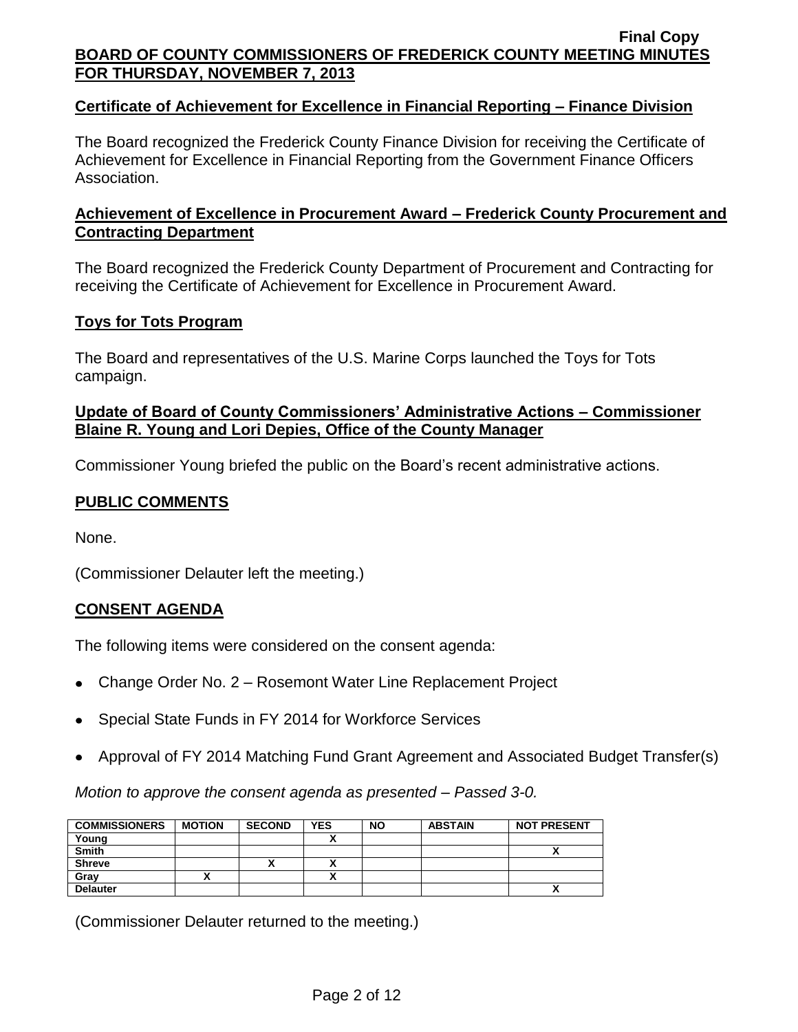## Certificate of Achievement for Excellence in Financial Reporting – Finance Division

The Board recognized the Frederick County Finance Division for receiving the Certificate of Achievement for Excellence in Financial Reporting from the Government Finance Officers Association.

## Achievement of Excellence in Procurement Award – Frederick County Procurement and Contracting Department

The Board recognized the Frederick County Department of Procurement and Contracting for receiving the Certificate of Achievement for Excellence in Procurement Award.

## Toys for Tots Program

The Board and representatives of the U.S. Marine Corps launched the Toys for Tots campaign.

## Update of Board of County Commissioners' Administrative Actions – Commissioner Blaine R. Young and Lori Depies, Office of the County Manager

Commissioner Young briefed the public on the Board's recent administrative actions.

## PUBLIC COMMENTS

None.

(Commissioner Delauter left the meeting.)

## CONSENT AGENDA

The following items were considered on the consent agenda:

- Change Order No. 2 – Rosemont Water Line Replacement Project
- Special State Funds in FY 2014 for Workforce Services
- Approval of FY 2014 Matching Fund Grant Agreement and Associated Budget Transfer(s)

*Motion to approve the consent agenda as presented – Passed 3-0.*

| COMMISSIONERS | MOTION | SECOND | YES | NO | ABSTAIN | NOT PRESENT |
|---|---|---|---|---|---|---|
| Young | | | X | | | |
| Smith | | | | | | X |
| Shreve | | X | X | | | |
| Gray | X | | X | | | |
| Delauter | | | | | | X |

(Commissioner Delauter returned to the meeting.)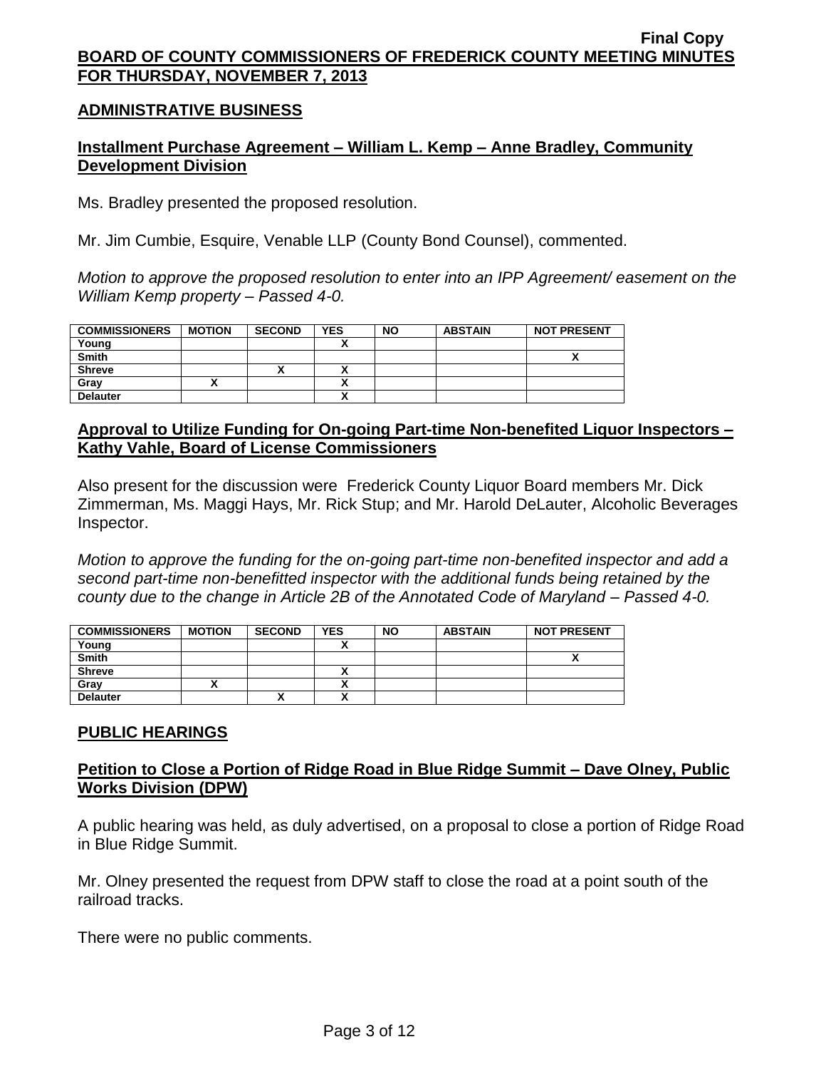## ADMINISTRATIVE BUSINESS

### Installment Purchase Agreement – William L. Kemp – Anne Bradley, Community Development Division

Ms. Bradley presented the proposed resolution.

Mr. Jim Cumbie, Esquire, Venable LLP (County Bond Counsel), commented.

*Motion to approve the proposed resolution to enter into an IPP Agreement/ easement on the William Kemp property – Passed 4-0.*

| COMMISSIONERS | MOTION | SECOND | YES | NO | ABSTAIN | NOT PRESENT |
|---|---|---|---|---|---|---|
| Young | | | X | | | |
| Smith | | | | | | X |
| Shreve | | X | X | | | |
| Gray | X | | X | | | |
| Delauter | | | X | | | |

### Approval to Utilize Funding for On-going Part-time Non-benefited Liquor Inspectors – Kathy Vahle, Board of License Commissioners

Also present for the discussion were Frederick County Liquor Board members Mr. Dick Zimmerman, Ms. Maggi Hays, Mr. Rick Stup; and Mr. Harold DeLauter, Alcoholic Beverages Inspector.

*Motion to approve the funding for the on-going part-time non-benefited inspector and add a second part-time non-benefitted inspector with the additional funds being retained by the county due to the change in Article 2B of the Annotated Code of Maryland – Passed 4-0.*

| COMMISSIONERS | MOTION | SECOND | YES | NO | ABSTAIN | NOT PRESENT |
|---|---|---|---|---|---|---|
| Young | | | X | | | |
| Smith | | | | | | X |
| Shreve | | | X | | | |
| Gray | X | | X | | | |
| Delauter | | X | X | | | |

## PUBLIC HEARINGS

### Petition to Close a Portion of Ridge Road in Blue Ridge Summit – Dave Olney, Public Works Division (DPW)

A public hearing was held, as duly advertised, on a proposal to close a portion of Ridge Road in Blue Ridge Summit.

Mr. Olney presented the request from DPW staff to close the road at a point south of the railroad tracks.

There were no public comments.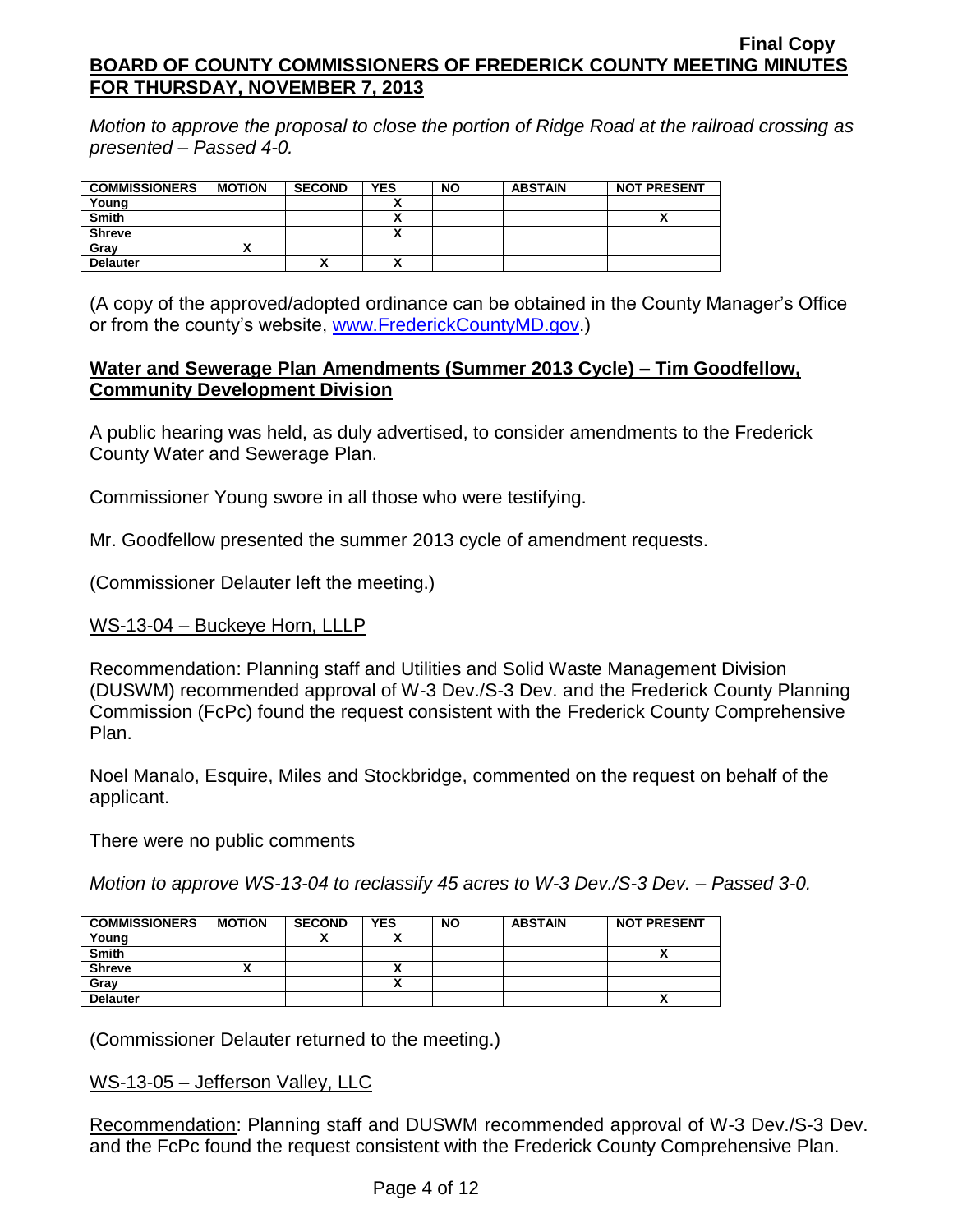*Motion to approve the proposal to close the portion of Ridge Road at the railroad crossing as presented – Passed 4-0.*

| COMMISSIONERS | MOTION | SECOND | YES | NO | ABSTAIN | NOT PRESENT |
|---|---|---|---|---|---|---|
| Young | | | X | | | |
| Smith | | | X | | | X |
| Shreve | | | X | | | |
| Gray | X | | | | | |
| Delauter | | X | X | | | |

(A copy of the approved/adopted ordinance can be obtained in the County Manager's Office or from the county's website, www.FrederickCountyMD.gov.)

**Water and Sewerage Plan Amendments (Summer 2013 Cycle) – Tim Goodfellow, Community Development Division**

A public hearing was held, as duly advertised, to consider amendments to the Frederick County Water and Sewerage Plan.

Commissioner Young swore in all those who were testifying.

Mr. Goodfellow presented the summer 2013 cycle of amendment requests.

(Commissioner Delauter left the meeting.)

WS-13-04 – Buckeye Horn, LLLP

Recommendation: Planning staff and Utilities and Solid Waste Management Division (DUSWM) recommended approval of W-3 Dev./S-3 Dev. and the Frederick County Planning Commission (FcPc) found the request consistent with the Frederick County Comprehensive Plan.

Noel Manalo, Esquire, Miles and Stockbridge, commented on the request on behalf of the applicant.

There were no public comments

*Motion to approve WS-13-04 to reclassify 45 acres to W-3 Dev./S-3 Dev. – Passed 3-0.*

| COMMISSIONERS | MOTION | SECOND | YES | NO | ABSTAIN | NOT PRESENT |
|---|---|---|---|---|---|---|
| Young | | X | X | | | |
| Smith | | | | | | X |
| Shreve | X | | X | | | |
| Gray | | | X | | | |
| Delauter | | | | | | X |

(Commissioner Delauter returned to the meeting.)

WS-13-05 – Jefferson Valley, LLC

Recommendation: Planning staff and DUSWM recommended approval of W-3 Dev./S-3 Dev. and the FcPc found the request consistent with the Frederick County Comprehensive Plan.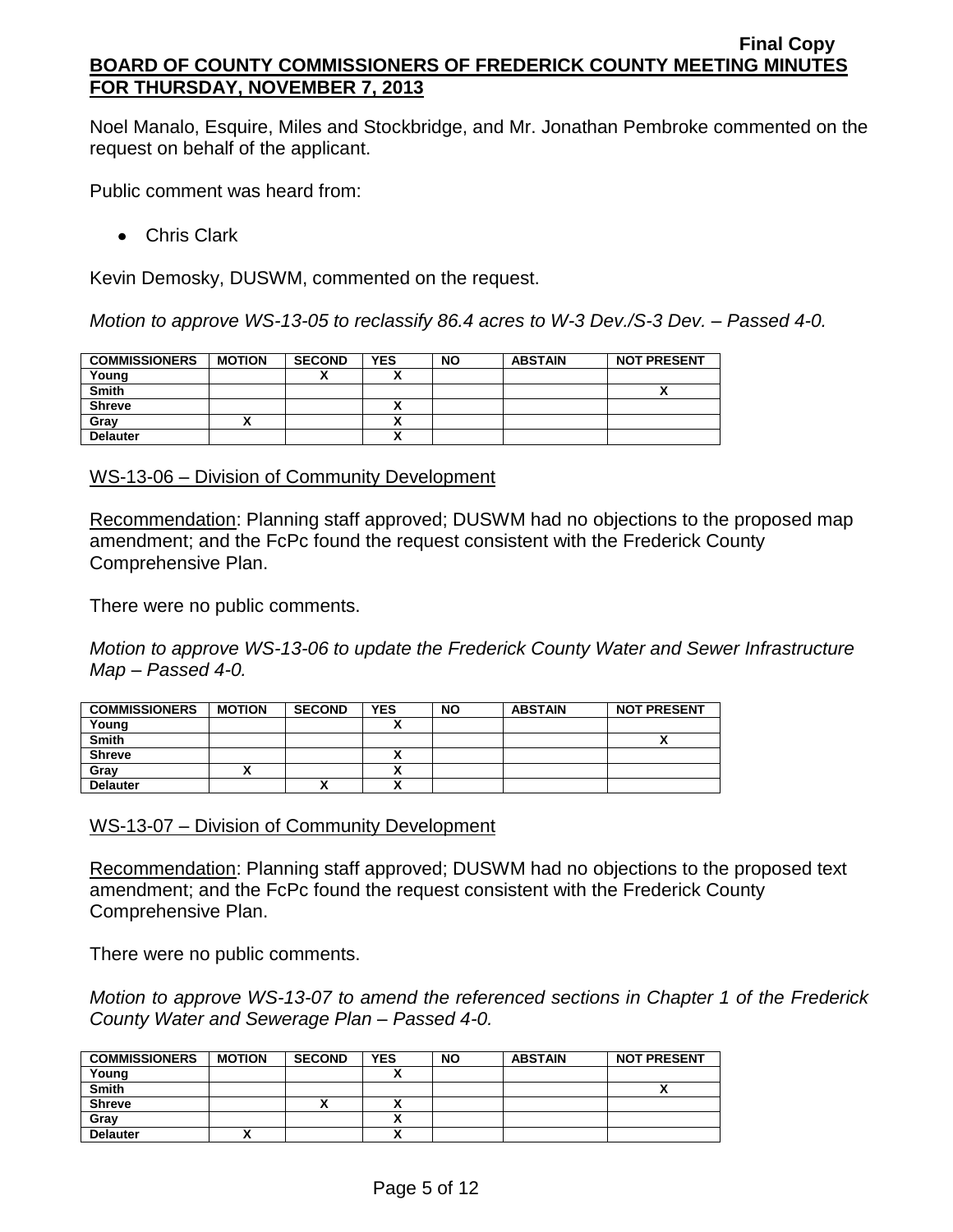Noel Manalo, Esquire, Miles and Stockbridge, and Mr. Jonathan Pembroke commented on the request on behalf of the applicant.

Public comment was heard from:

- Chris Clark

Kevin Demosky, DUSWM, commented on the request.

*Motion to approve WS-13-05 to reclassify 86.4 acres to W-3 Dev./S-3 Dev. – Passed 4-0.*

| COMMISSIONERS | MOTION | SECOND | YES | NO | ABSTAIN | NOT PRESENT |
|---|---|---|---|---|---|---|
| Young | | X | X | | | |
| Smith | | | | | | X |
| Shreve | | | X | | | |
| Gray | X | | X | | | |
| Delauter | | | X | | | |

WS-13-06 – Division of Community Development

Recommendation: Planning staff approved; DUSWM had no objections to the proposed map amendment; and the FcPc found the request consistent with the Frederick County Comprehensive Plan.

There were no public comments.

*Motion to approve WS-13-06 to update the Frederick County Water and Sewer Infrastructure Map – Passed 4-0.*

| COMMISSIONERS | MOTION | SECOND | YES | NO | ABSTAIN | NOT PRESENT |
|---|---|---|---|---|---|---|
| Young | | | X | | | |
| Smith | | | | | | X |
| Shreve | | | X | | | |
| Gray | X | | X | | | |
| Delauter | | X | X | | | |

WS-13-07 – Division of Community Development

Recommendation: Planning staff approved; DUSWM had no objections to the proposed text amendment; and the FcPc found the request consistent with the Frederick County Comprehensive Plan.

There were no public comments.

*Motion to approve WS-13-07 to amend the referenced sections in Chapter 1 of the Frederick County Water and Sewerage Plan – Passed 4-0.*

| COMMISSIONERS | MOTION | SECOND | YES | NO | ABSTAIN | NOT PRESENT |
|---|---|---|---|---|---|---|
| Young | | | X | | | |
| Smith | | | | | | X |
| Shreve | | X | X | | | |
| Gray | | | X | | | |
| Delauter | X | | X | | | |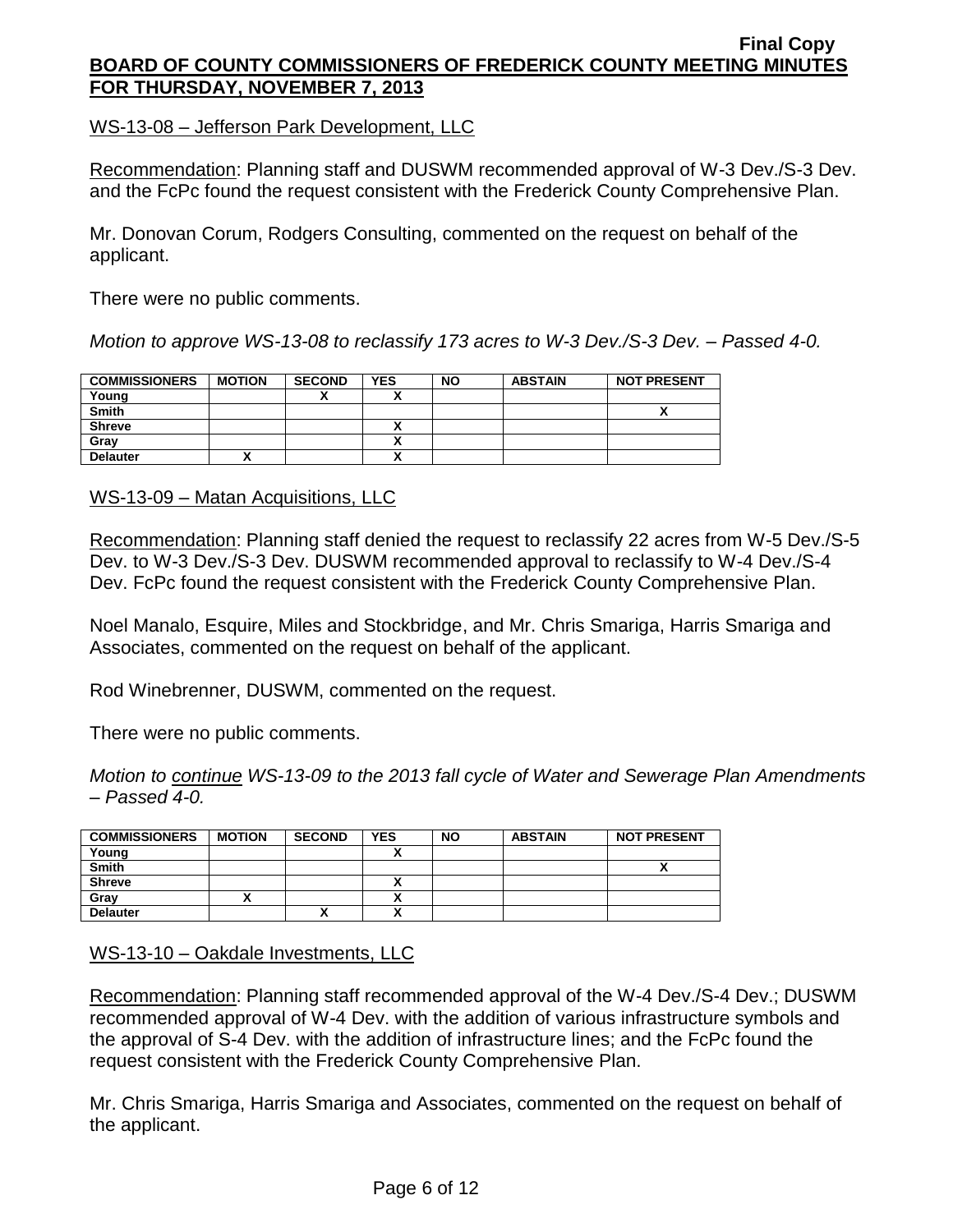WS-13-08 – Jefferson Park Development, LLC

Recommendation: Planning staff and DUSWM recommended approval of W-3 Dev./S-3 Dev. and the FcPc found the request consistent with the Frederick County Comprehensive Plan.

Mr. Donovan Corum, Rodgers Consulting, commented on the request on behalf of the applicant.

There were no public comments.

*Motion to approve WS-13-08 to reclassify 173 acres to W-3 Dev./S-3 Dev. – Passed 4-0.*

| COMMISSIONERS | MOTION | SECOND | YES | NO | ABSTAIN | NOT PRESENT |
|---|---|---|---|---|---|---|
| Young | | X | X | | | |
| Smith | | | | | | X |
| Shreve | | | X | | | |
| Gray | | | X | | | |
| Delauter | X | | X | | | |

WS-13-09 – Matan Acquisitions, LLC

Recommendation: Planning staff denied the request to reclassify 22 acres from W-5 Dev./S-5 Dev. to W-3 Dev./S-3 Dev. DUSWM recommended approval to reclassify to W-4 Dev./S-4 Dev. FcPc found the request consistent with the Frederick County Comprehensive Plan.

Noel Manalo, Esquire, Miles and Stockbridge, and Mr. Chris Smariga, Harris Smariga and Associates, commented on the request on behalf of the applicant.

Rod Winebrenner, DUSWM, commented on the request.

There were no public comments.

*Motion to continue WS-13-09 to the 2013 fall cycle of Water and Sewerage Plan Amendments – Passed 4-0.*

| COMMISSIONERS | MOTION | SECOND | YES | NO | ABSTAIN | NOT PRESENT |
|---|---|---|---|---|---|---|
| Young | | | X | | | |
| Smith | | | | | | X |
| Shreve | | | X | | | |
| Gray | X | | X | | | |
| Delauter | | X | X | | | |

WS-13-10 – Oakdale Investments, LLC

Recommendation: Planning staff recommended approval of the W-4 Dev./S-4 Dev.; DUSWM recommended approval of W-4 Dev. with the addition of various infrastructure symbols and the approval of S-4 Dev. with the addition of infrastructure lines; and the FcPc found the request consistent with the Frederick County Comprehensive Plan.

Mr. Chris Smariga, Harris Smariga and Associates, commented on the request on behalf of the applicant.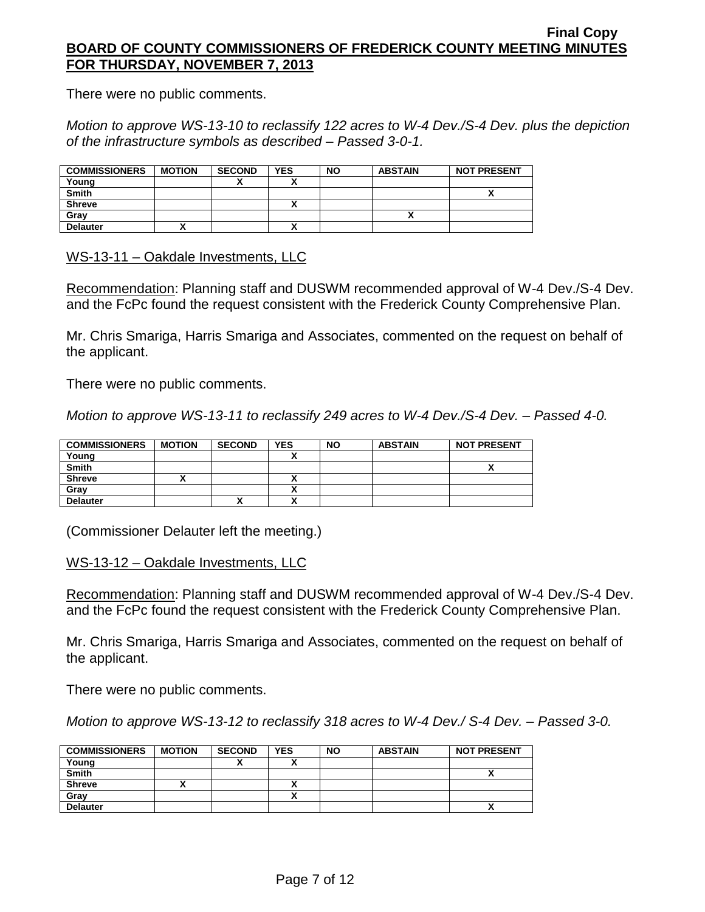There were no public comments.

*Motion to approve WS-13-10 to reclassify 122 acres to W-4 Dev./S-4 Dev. plus the depiction of the infrastructure symbols as described – Passed 3-0-1.*

| COMMISSIONERS | MOTION | SECOND | YES | NO | ABSTAIN | NOT PRESENT |
|---|---|---|---|---|---|---|
| Young | | X | X | | | |
| Smith | | | | | | X |
| Shreve | | | X | | | |
| Gray | | | | | X | |
| Delauter | X | | X | | | |

WS-13-11 – Oakdale Investments, LLC

Recommendation: Planning staff and DUSWM recommended approval of W-4 Dev./S-4 Dev. and the FcPc found the request consistent with the Frederick County Comprehensive Plan.

Mr. Chris Smariga, Harris Smariga and Associates, commented on the request on behalf of the applicant.

There were no public comments.

*Motion to approve WS-13-11 to reclassify 249 acres to W-4 Dev./S-4 Dev. – Passed 4-0.*

| COMMISSIONERS | MOTION | SECOND | YES | NO | ABSTAIN | NOT PRESENT |
|---|---|---|---|---|---|---|
| Young | | | X | | | |
| Smith | | | | | | X |
| Shreve | X | | X | | | |
| Gray | | | X | | | |
| Delauter | | X | X | | | |

(Commissioner Delauter left the meeting.)

WS-13-12 – Oakdale Investments, LLC

Recommendation: Planning staff and DUSWM recommended approval of W-4 Dev./S-4 Dev. and the FcPc found the request consistent with the Frederick County Comprehensive Plan.

Mr. Chris Smariga, Harris Smariga and Associates, commented on the request on behalf of the applicant.

There were no public comments.

*Motion to approve WS-13-12 to reclassify 318 acres to W-4 Dev./ S-4 Dev. – Passed 3-0.*

| COMMISSIONERS | MOTION | SECOND | YES | NO | ABSTAIN | NOT PRESENT |
|---|---|---|---|---|---|---|
| Young | | X | X | | | |
| Smith | | | | | | X |
| Shreve | X | | X | | | |
| Gray | | | X | | | |
| Delauter | | | | | | X |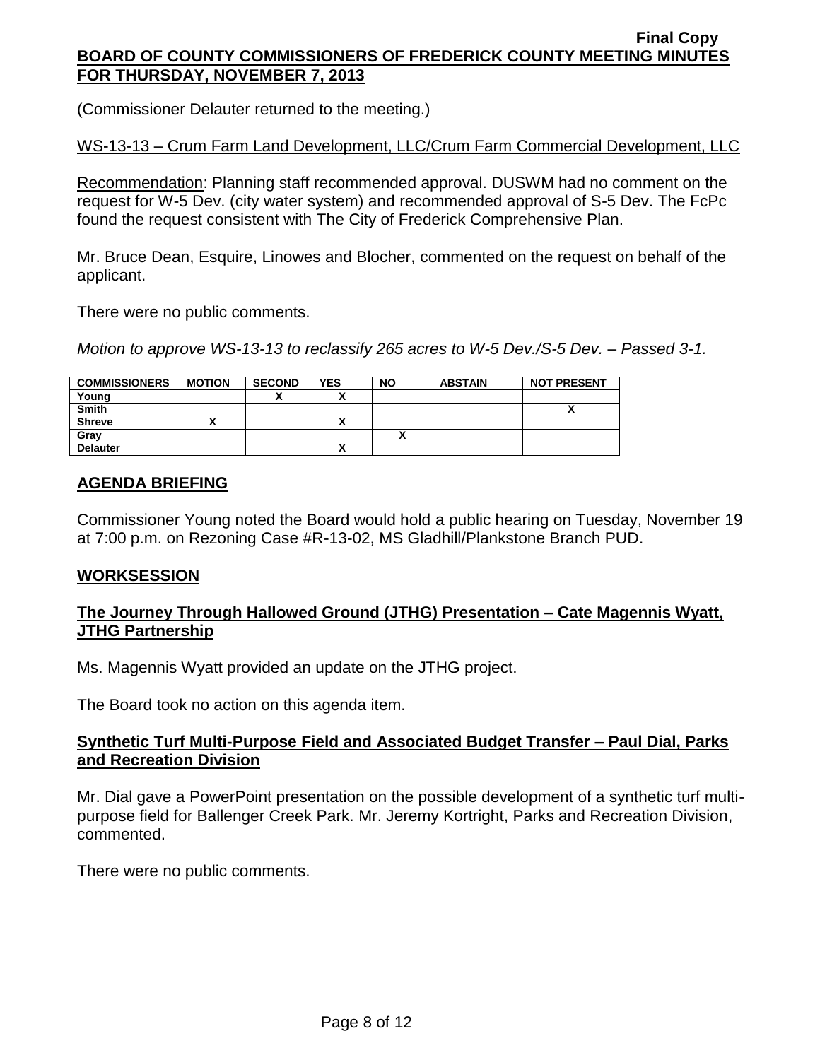(Commissioner Delauter returned to the meeting.)

WS-13-13 – Crum Farm Land Development, LLC/Crum Farm Commercial Development, LLC

Recommendation: Planning staff recommended approval. DUSWM had no comment on the request for W-5 Dev. (city water system) and recommended approval of S-5 Dev. The FcPc found the request consistent with The City of Frederick Comprehensive Plan.

Mr. Bruce Dean, Esquire, Linowes and Blocher, commented on the request on behalf of the applicant.

There were no public comments.

*Motion to approve WS-13-13 to reclassify 265 acres to W-5 Dev./S-5 Dev. – Passed 3-1.*

| COMMISSIONERS | MOTION | SECOND | YES | NO | ABSTAIN | NOT PRESENT |
|---|---|---|---|---|---|---|
| Young | | X | X | | | |
| Smith | | | | | | X |
| Shreve | X | | X | | | |
| Gray | | | | X | | |
| Delauter | | | X | | | |

## AGENDA BRIEFING

Commissioner Young noted the Board would hold a public hearing on Tuesday, November 19 at 7:00 p.m. on Rezoning Case #R-13-02, MS Gladhill/Plankstone Branch PUD.

## WORKSESSION

### The Journey Through Hallowed Ground (JTHG) Presentation – Cate Magennis Wyatt, JTHG Partnership

Ms. Magennis Wyatt provided an update on the JTHG project.

The Board took no action on this agenda item.

### Synthetic Turf Multi-Purpose Field and Associated Budget Transfer – Paul Dial, Parks and Recreation Division

Mr. Dial gave a PowerPoint presentation on the possible development of a synthetic turf multi-purpose field for Ballenger Creek Park. Mr. Jeremy Kortright, Parks and Recreation Division, commented.

There were no public comments.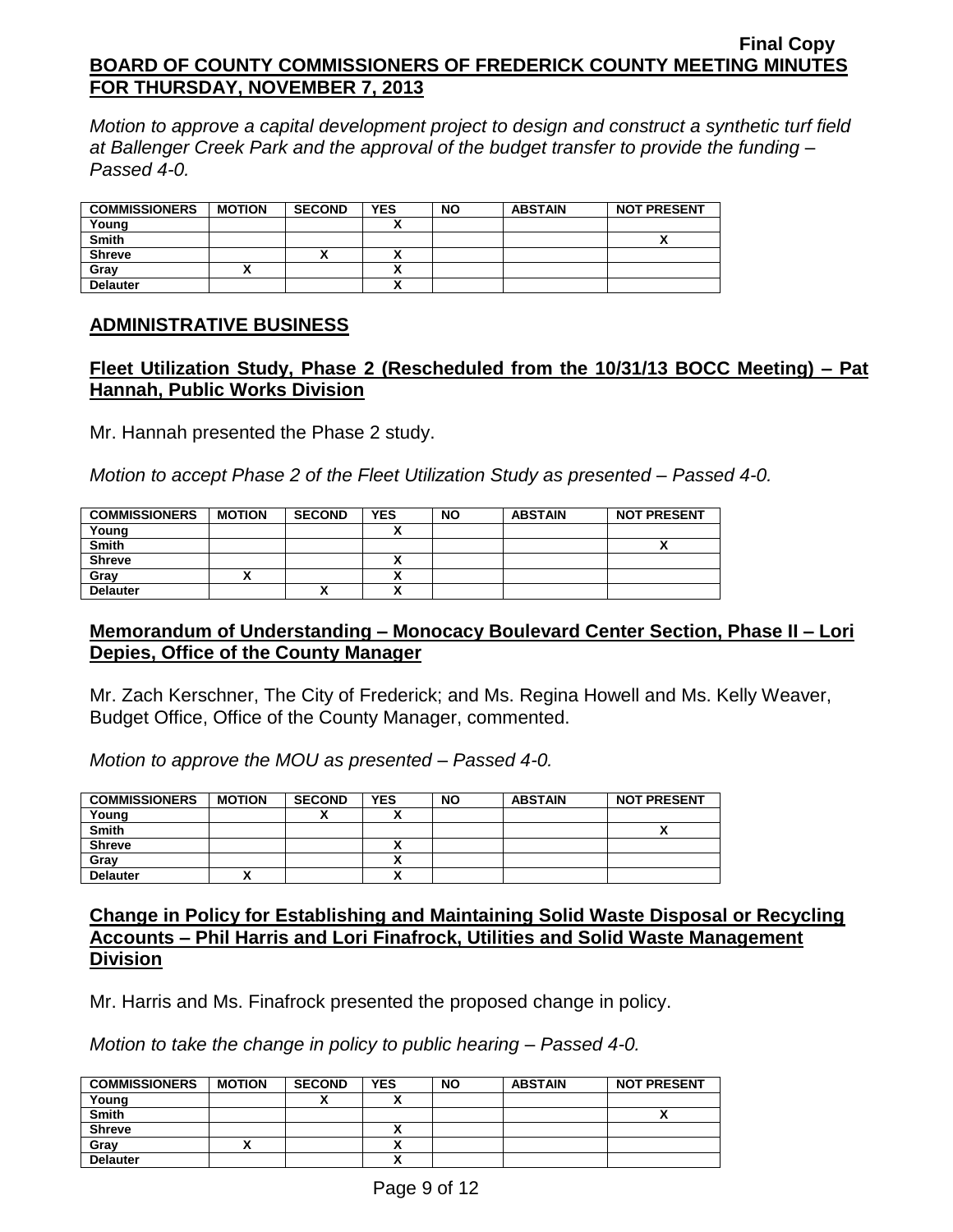*Motion to approve a capital development project to design and construct a synthetic turf field at Ballenger Creek Park and the approval of the budget transfer to provide the funding – Passed 4-0.*

| COMMISSIONERS | MOTION | SECOND | YES | NO | ABSTAIN | NOT PRESENT |
|---|---|---|---|---|---|---|
| Young | | | X | | | |
| Smith | | | | | | X |
| Shreve | | X | X | | | |
| Gray | X | | X | | | |
| Delauter | | | X | | | |

## ADMINISTRATIVE BUSINESS

### Fleet Utilization Study, Phase 2 (Rescheduled from the 10/31/13 BOCC Meeting) – Pat Hannah, Public Works Division

Mr. Hannah presented the Phase 2 study.

*Motion to accept Phase 2 of the Fleet Utilization Study as presented – Passed 4-0.*

| COMMISSIONERS | MOTION | SECOND | YES | NO | ABSTAIN | NOT PRESENT |
|---|---|---|---|---|---|---|
| Young | | | X | | | |
| Smith | | | | | | X |
| Shreve | | | X | | | |
| Gray | X | | X | | | |
| Delauter | | X | X | | | |

### Memorandum of Understanding – Monocacy Boulevard Center Section, Phase II – Lori Depies, Office of the County Manager

Mr. Zach Kerschner, The City of Frederick; and Ms. Regina Howell and Ms. Kelly Weaver, Budget Office, Office of the County Manager, commented.

*Motion to approve the MOU as presented – Passed 4-0.*

| COMMISSIONERS | MOTION | SECOND | YES | NO | ABSTAIN | NOT PRESENT |
|---|---|---|---|---|---|---|
| Young | | X | X | | | |
| Smith | | | | | | X |
| Shreve | | | X | | | |
| Gray | | | X | | | |
| Delauter | X | | X | | | |

### Change in Policy for Establishing and Maintaining Solid Waste Disposal or Recycling Accounts – Phil Harris and Lori Finafrock, Utilities and Solid Waste Management Division

Mr. Harris and Ms. Finafrock presented the proposed change in policy.

*Motion to take the change in policy to public hearing – Passed 4-0.*

| COMMISSIONERS | MOTION | SECOND | YES | NO | ABSTAIN | NOT PRESENT |
|---|---|---|---|---|---|---|
| Young | | X | X | | | |
| Smith | | | | | | X |
| Shreve | | | X | | | |
| Gray | X | | X | | | |
| Delauter | | | X | | | |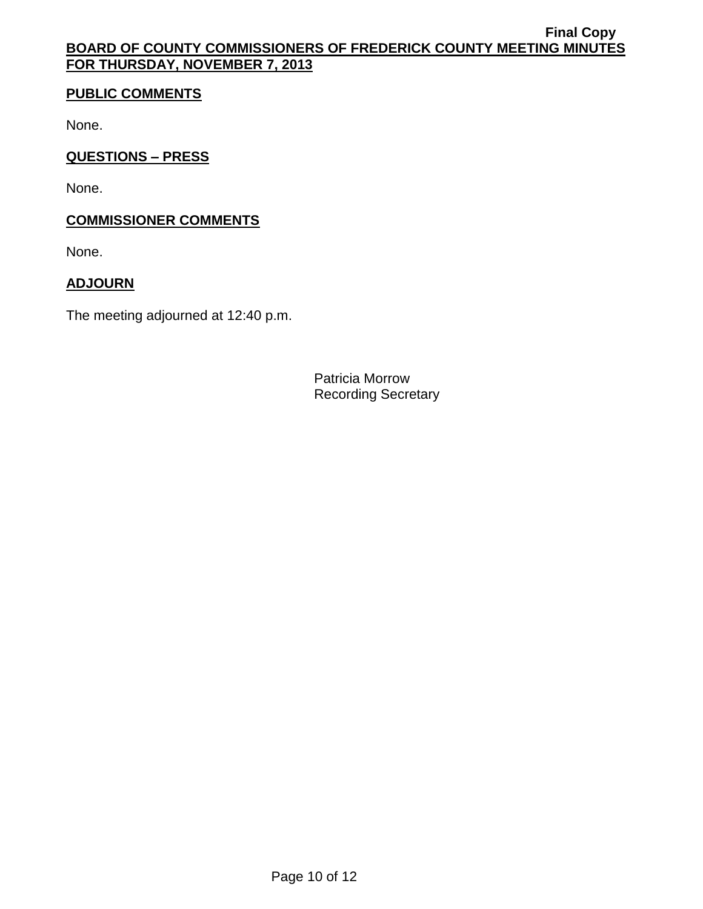## PUBLIC COMMENTS

None.

## QUESTIONS – PRESS

None.

## COMMISSIONER COMMENTS

None.

## ADJOURN

The meeting adjourned at 12:40 p.m.

Patricia Morrow
Recording Secretary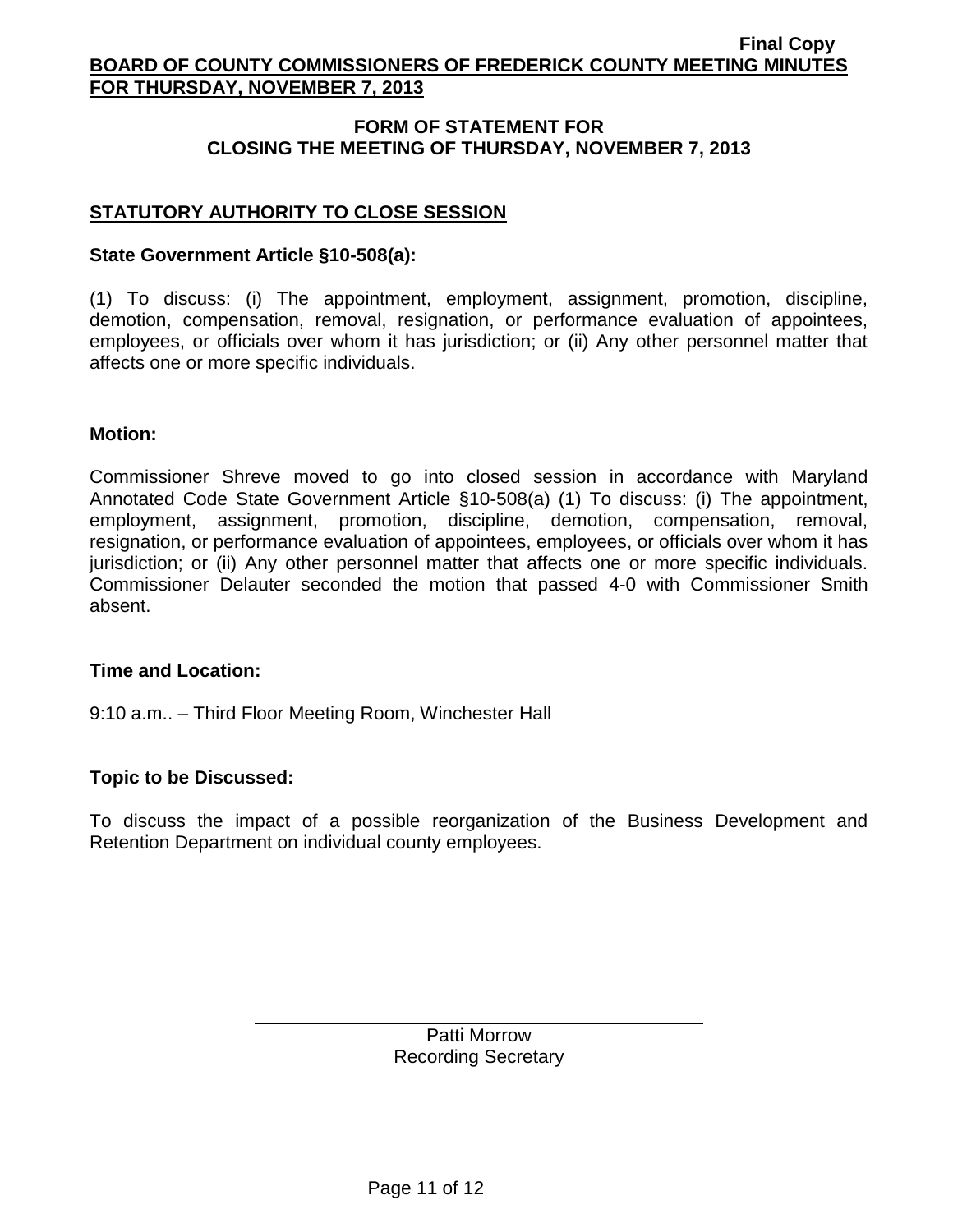## FORM OF STATEMENT FOR CLOSING THE MEETING OF THURSDAY, NOVEMBER 7, 2013

### STATUTORY AUTHORITY TO CLOSE SESSION

**State Government Article §10-508(a):**

(1) To discuss: (i) The appointment, employment, assignment, promotion, discipline, demotion, compensation, removal, resignation, or performance evaluation of appointees, employees, or officials over whom it has jurisdiction; or (ii) Any other personnel matter that affects one or more specific individuals.

**Motion:**

Commissioner Shreve moved to go into closed session in accordance with Maryland Annotated Code State Government Article §10-508(a) (1) To discuss: (i) The appointment, employment, assignment, promotion, discipline, demotion, compensation, removal, resignation, or performance evaluation of appointees, employees, or officials over whom it has jurisdiction; or (ii) Any other personnel matter that affects one or more specific individuals. Commissioner Delauter seconded the motion that passed 4-0 with Commissioner Smith absent.

**Time and Location:**

9:10 a.m.. – Third Floor Meeting Room, Winchester Hall

**Topic to be Discussed:**

To discuss the impact of a possible reorganization of the Business Development and Retention Department on individual county employees.

Patti Morrow
Recording Secretary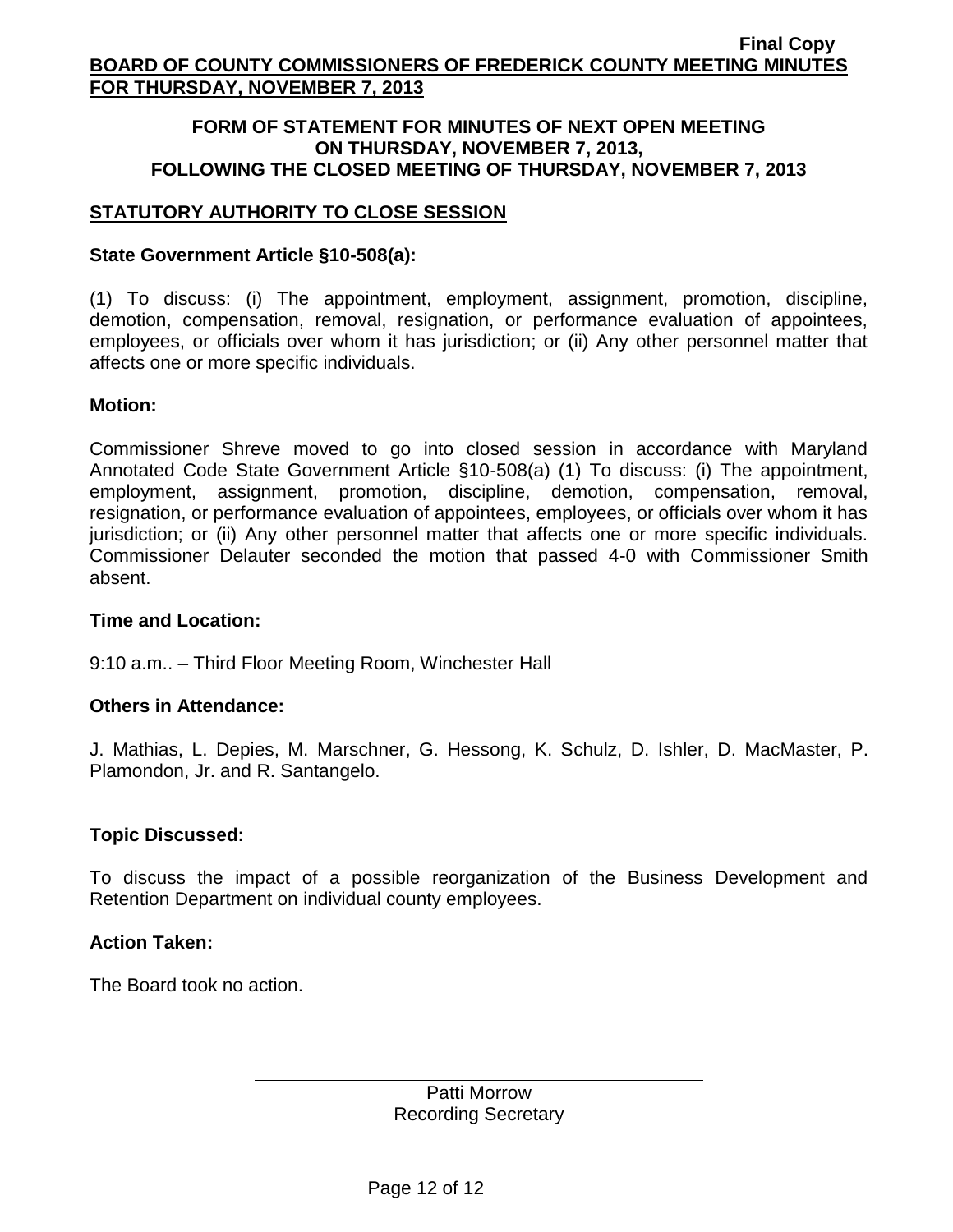## FORM OF STATEMENT FOR MINUTES OF NEXT OPEN MEETING ON THURSDAY, NOVEMBER 7, 2013, FOLLOWING THE CLOSED MEETING OF THURSDAY, NOVEMBER 7, 2013

### STATUTORY AUTHORITY TO CLOSE SESSION

**State Government Article §10-508(a):**

(1) To discuss: (i) The appointment, employment, assignment, promotion, discipline, demotion, compensation, removal, resignation, or performance evaluation of appointees, employees, or officials over whom it has jurisdiction; or (ii) Any other personnel matter that affects one or more specific individuals.

**Motion:**

Commissioner Shreve moved to go into closed session in accordance with Maryland Annotated Code State Government Article §10-508(a) (1) To discuss: (i) The appointment, employment, assignment, promotion, discipline, demotion, compensation, removal, resignation, or performance evaluation of appointees, employees, or officials over whom it has jurisdiction; or (ii) Any other personnel matter that affects one or more specific individuals. Commissioner Delauter seconded the motion that passed 4-0 with Commissioner Smith absent.

**Time and Location:**

9:10 a.m.. – Third Floor Meeting Room, Winchester Hall

**Others in Attendance:**

J. Mathias, L. Depies, M. Marschner, G. Hessong, K. Schulz, D. Ishler, D. MacMaster, P. Plamondon, Jr. and R. Santangelo.

**Topic Discussed:**

To discuss the impact of a possible reorganization of the Business Development and Retention Department on individual county employees.

**Action Taken:**

The Board took no action.

Patti Morrow
Recording Secretary